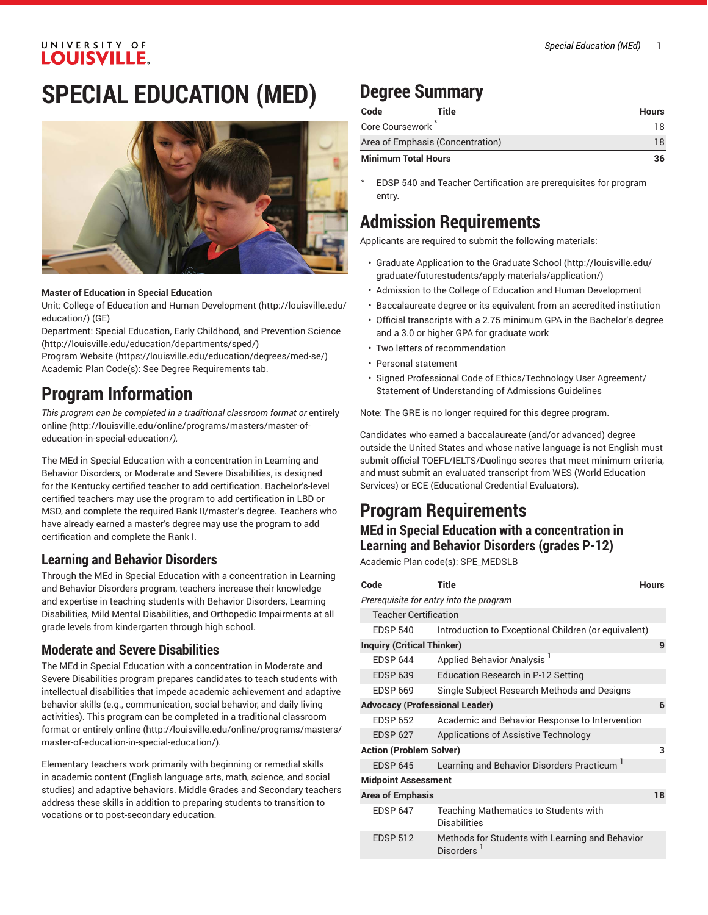# SPECIAL EDUCATION (MED)

**Master of Education in Special Education**

Unit: College of Education and Human Development (http://louisville.edu/education/) (GE)

Department: Special Education, Early Childhood, and Prevention Science (http://louisville.edu/education/departments/sped/)

Program Website (https://louisville.edu/education/degrees/med-se/)

Academic Plan Code(s): See Degree Requirements tab.

## Program Information

*This program can be completed in a traditional classroom format or* entirely online *(*http://louisville.edu/online/programs/masters/master-of-education-in-special-education/*).*

The MEd in Special Education with a concentration in Learning and Behavior Disorders, or Moderate and Severe Disabilities, is designed for the Kentucky certified teacher to add certification. Bachelor's-level certified teachers may use the program to add certification in LBD or MSD, and complete the required Rank II/master's degree. Teachers who have already earned a master's degree may use the program to add certification and complete the Rank I.

### Learning and Behavior Disorders

Through the MEd in Special Education with a concentration in Learning and Behavior Disorders program, teachers increase their knowledge and expertise in teaching students with Behavior Disorders, Learning Disabilities, Mild Mental Disabilities, and Orthopedic Impairments at all grade levels from kindergarten through high school.

### Moderate and Severe Disabilities

The MEd in Special Education with a concentration in Moderate and Severe Disabilities program prepares candidates to teach students with intellectual disabilities that impede academic achievement and adaptive behavior skills (e.g., communication, social behavior, and daily living activities). This program can be completed in a traditional classroom format or entirely online (http://louisville.edu/online/programs/masters/master-of-education-in-special-education/).

Elementary teachers work primarily with beginning or remedial skills in academic content (English language arts, math, science, and social studies) and adaptive behaviors. Middle Grades and Secondary teachers address these skills in addition to preparing students to transition to vocations or to post-secondary education.

## Degree Summary

| Code | Title | Hours |
|---|---|---|
| Core Coursework * | | 18 |
| Area of Emphasis (Concentration) | | 18 |
| **Minimum Total Hours** | | **36** |

\* EDSP 540 and Teacher Certification are prerequisites for program entry.

## Admission Requirements

Applicants are required to submit the following materials:

- Graduate Application to the Graduate School (http://louisville.edu/graduate/futurestudents/apply-materials/application/)
- Admission to the College of Education and Human Development
- Baccalaureate degree or its equivalent from an accredited institution
- Official transcripts with a 2.75 minimum GPA in the Bachelor's degree and a 3.0 or higher GPA for graduate work
- Two letters of recommendation
- Personal statement
- Signed Professional Code of Ethics/Technology User Agreement/Statement of Understanding of Admissions Guidelines

Note: The GRE is no longer required for this degree program.

Candidates who earned a baccalaureate (and/or advanced) degree outside the United States and whose native language is not English must submit official TOEFL/IELTS/Duolingo scores that meet minimum criteria, and must submit an evaluated transcript from WES (World Education Services) or ECE (Educational Credential Evaluators).

## Program Requirements

### MEd in Special Education with a concentration in Learning and Behavior Disorders (grades P-12)

Academic Plan code(s): SPE_MEDSLB

| Code | Title | Hours |
|---|---|---|
| *Prerequisite for entry into the program* | | |
| Teacher Certification | | |
| EDSP 540 | Introduction to Exceptional Children (or equivalent) | |
| **Inquiry (Critical Thinker)** | | **9** |
| EDSP 644 | Applied Behavior Analysis [1] | |
| EDSP 639 | Education Research in P-12 Setting | |
| EDSP 669 | Single Subject Research Methods and Designs | |
| **Advocacy (Professional Leader)** | | **6** |
| EDSP 652 | Academic and Behavior Response to Intervention | |
| EDSP 627 | Applications of Assistive Technology | |
| **Action (Problem Solver)** | | **3** |
| EDSP 645 | Learning and Behavior Disorders Practicum [1] | |
| **Midpoint Assessment** | | |
| **Area of Emphasis** | | **18** |
| EDSP 647 | Teaching Mathematics to Students with Disabilities | |
| EDSP 512 | Methods for Students with Learning and Behavior Disorders [1] | |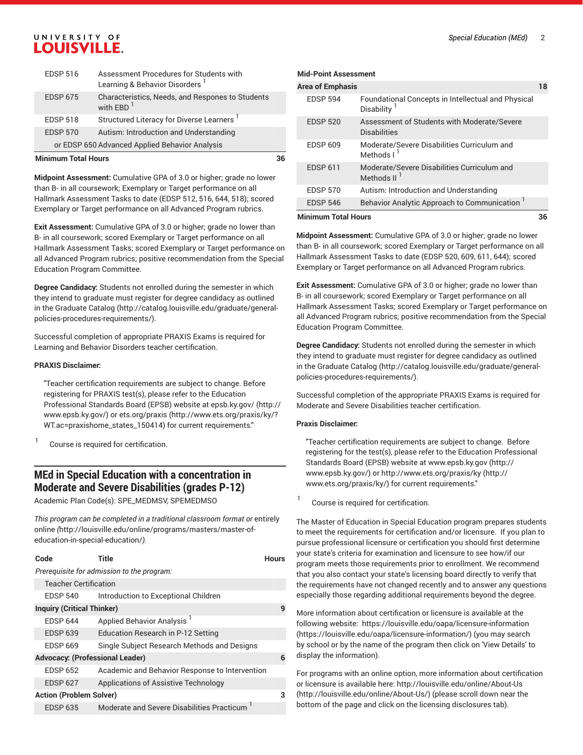| Code | Title | Hours |
|---|---|---|
| EDSP 516 | Assessment Procedures for Students with Learning & Behavior Disorders [1] | |
| EDSP 675 | Characteristics, Needs, and Respones to Students with EBD [1] | |
| EDSP 518 | Structured Literacy for Diverse Learners [1] | |
| EDSP 570 | Autism: Introduction and Understanding | |
| or EDSP 650 | Advanced Applied Behavior Analysis | |
| **Minimum Total Hours** | | **36** |

**Midpoint Assessment:** Cumulative GPA of 3.0 or higher; grade no lower than B- in all coursework; Exemplary or Target performance on all Hallmark Assessment Tasks to date (EDSP 512, 516, 644, 518); scored Exemplary or Target performance on all Advanced Program rubrics.

**Exit Assessment:** Cumulative GPA of 3.0 or higher; grade no lower than B- in all coursework; scored Exemplary or Target performance on all Hallmark Assessment Tasks; scored Exemplary or Target performance on all Advanced Program rubrics; positive recommendation from the Special Education Program Committee.

**Degree Candidacy:** Students not enrolled during the semester in which they intend to graduate must register for degree candidacy as outlined in the Graduate Catalog (http://catalog.louisville.edu/graduate/general-policies-procedures-requirements/).

Successful completion of appropriate PRAXIS Exams is required for Learning and Behavior Disorders teacher certification.

**PRAXIS Disclaimer:**

> "Teacher certification requirements are subject to change. Before registering for PRAXIS test(s), please refer to the Education Professional Standards Board (EPSB) website at epsb.ky.gov/ (http://www.epsb.ky.gov/) or ets.org/praxis (http://www.ets.org/praxis/ky/?WT.ac=praxishome_states_150414) for current requirements."

[1] Course is required for certification.

## MEd in Special Education with a concentration in Moderate and Severe Disabilities (grades P-12)

Academic Plan Code(s): SPE_MEDMSV, SPEMEDMSO

*This program can be completed in a traditional classroom format or* entirely online *(http://louisville.edu/online/programs/masters/master-of-education-in-special-education/).*

| Code | Title | Hours |
|---|---|---|
| *Prerequisite for admission to the program:* | | |
| Teacher Certification | | |
| EDSP 540 | Introduction to Exceptional Children | |
| **Inquiry (Critical Thinker)** | | **9** |
| EDSP 644 | Applied Behavior Analysis [1] | |
| EDSP 639 | Education Research in P-12 Setting | |
| EDSP 669 | Single Subject Research Methods and Designs | |
| **Advocacy: (Professional Leader)** | | **6** |
| EDSP 652 | Academic and Behavior Response to Intervention | |
| EDSP 627 | Applications of Assistive Technology | |
| **Action (Problem Solver)** | | **3** |
| EDSP 635 | Moderate and Severe Disabilities Practicum [1] | |
| **Mid-Point Assessment** | | |
| **Area of Emphasis** | | **18** |
| EDSP 594 | Foundational Concepts in Intellectual and Physical Disability [1] | |
| EDSP 520 | Assessment of Students with Moderate/Severe Disabilities | |
| EDSP 609 | Moderate/Severe Disabilities Curriculum and Methods I [1] | |
| EDSP 611 | Moderate/Severe Disabilities Curriculum and Methods II [1] | |
| EDSP 570 | Autism: Introduction and Understanding | |
| EDSP 546 | Behavior Analytic Approach to Communication [1] | |
| **Minimum Total Hours** | | **36** |

**Midpoint Assessment:** Cumulative GPA of 3.0 or higher; grade no lower than B- in all coursework; scored Exemplary or Target performance on all Hallmark Assessment Tasks to date (EDSP 520, 609, 611, 644); scored Exemplary or Target performance on all Advanced Program rubrics.

**Exit Assessment:** Cumulative GPA of 3.0 or higher; grade no lower than B- in all coursework; scored Exemplary or Target performance on all Hallmark Assessment Tasks; scored Exemplary or Target performance on all Advanced Program rubrics; positive recommendation from the Special Education Program Committee.

**Degree Candidacy:** Students not enrolled during the semester in which they intend to graduate must register for degree candidacy as outlined in the Graduate Catalog (http://catalog.louisville.edu/graduate/general-policies-procedures-requirements/).

Successful completion of the appropriate PRAXIS Exams is required for Moderate and Severe Disabilities teacher certification.

**Praxis Disclaimer:**

> "Teacher certification requirements are subject to change. Before registering for the test(s), please refer to the Education Professional Standards Board (EPSB) website at www.epsb.ky.gov (http://www.epsb.ky.gov/) or http://www.ets.org/praxis/ky (http://www.ets.org/praxis/ky/) for current requirements."

[1] Course is required for certification.

The Master of Education in Special Education program prepares students to meet the requirements for certification and/or licensure. If you plan to pursue professional licensure or certification you should first determine your state's criteria for examination and licensure to see how/if our program meets those requirements prior to enrollment. We recommend that you also contact your state's licensing board directly to verify that the requirements have not changed recently and to answer any questions especially those regarding additional requirements beyond the degree.

More information about certification or licensure is available at the following website: https://louisville.edu/oapa/licensure-information (https://louisville.edu/oapa/licensure-information/) (you may search by school or by the name of the program then click on 'View Details' to display the information).

For programs with an online option, more information about certification or licensure is available here: http://louisville.edu/online/About-Us (http://louisville.edu/online/About-Us/) (please scroll down near the bottom of the page and click on the licensing disclosures tab).